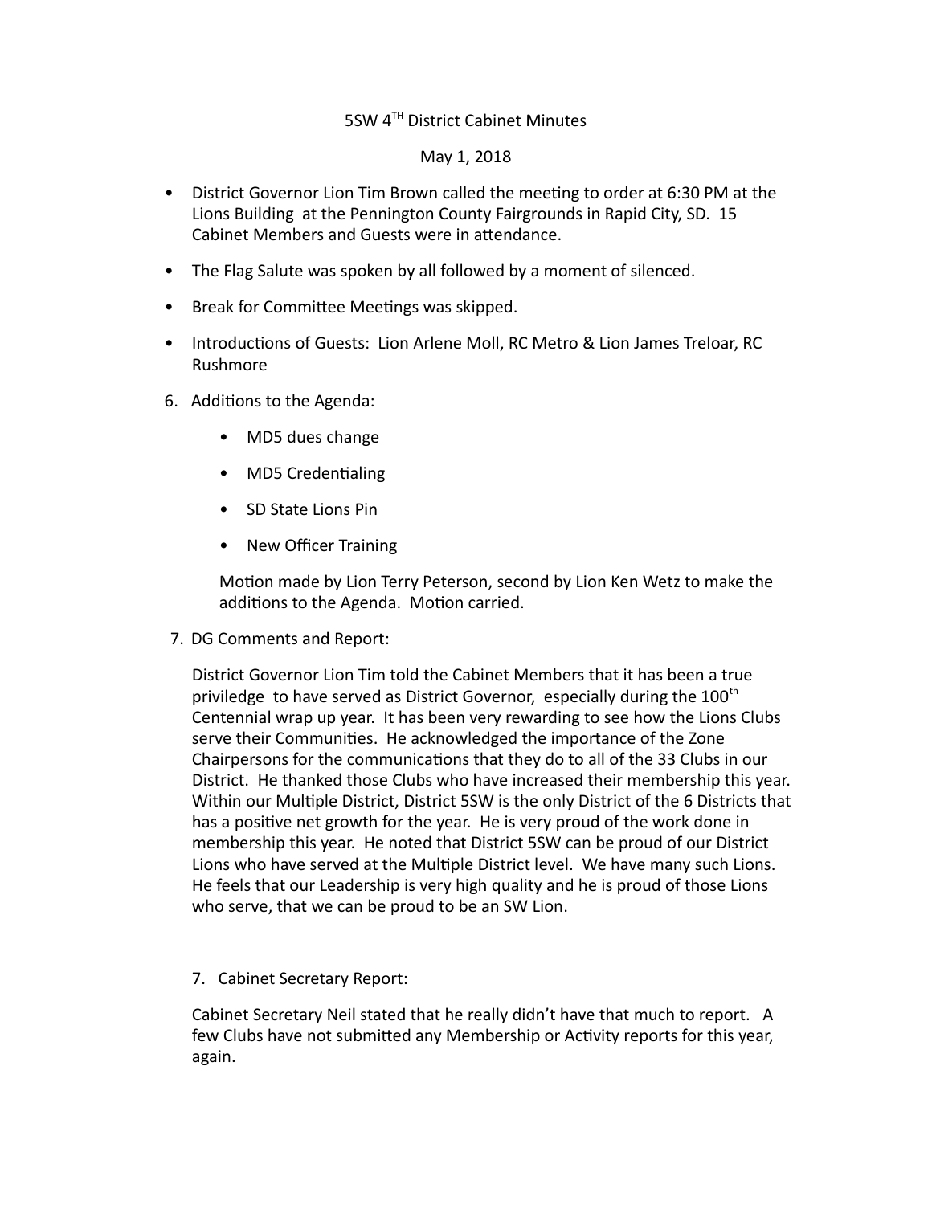5SW 4TH District Cabinet Minutes

May 1, 2018

- District Governor Lion Tim Brown called the meeting to order at 6:30 PM at the Lions Building at the Pennington County Fairgrounds in Rapid City, SD. 15 Cabinet Members and Guests were in attendance.
- The Flag Salute was spoken by all followed by a moment of silenced.
- Break for Committee Meetings was skipped.
- Introductions of Guests: Lion Arlene Moll, RC Metro & Lion James Treloar, RC Rushmore

6. Additions to the Agenda:

    - MD5 dues change
    - MD5 Credentialing
    - SD State Lions Pin
    - New Officer Training

    Motion made by Lion Terry Peterson, second by Lion Ken Wetz to make the additions to the Agenda. Motion carried.

7. DG Comments and Report:

    District Governor Lion Tim told the Cabinet Members that it has been a true priviledge to have served as District Governor, especially during the 100th Centennial wrap up year. It has been very rewarding to see how the Lions Clubs serve their Communities. He acknowledged the importance of the Zone Chairpersons for the communications that they do to all of the 33 Clubs in our District. He thanked those Clubs who have increased their membership this year. Within our Multiple District, District 5SW is the only District of the 6 Districts that has a positive net growth for the year. He is very proud of the work done in membership this year. He noted that District 5SW can be proud of our District Lions who have served at the Multiple District level. We have many such Lions. He feels that our Leadership is very high quality and he is proud of those Lions who serve, that we can be proud to be an SW Lion.

7. Cabinet Secretary Report:

    Cabinet Secretary Neil stated that he really didn't have that much to report. A few Clubs have not submitted any Membership or Activity reports for this year, again.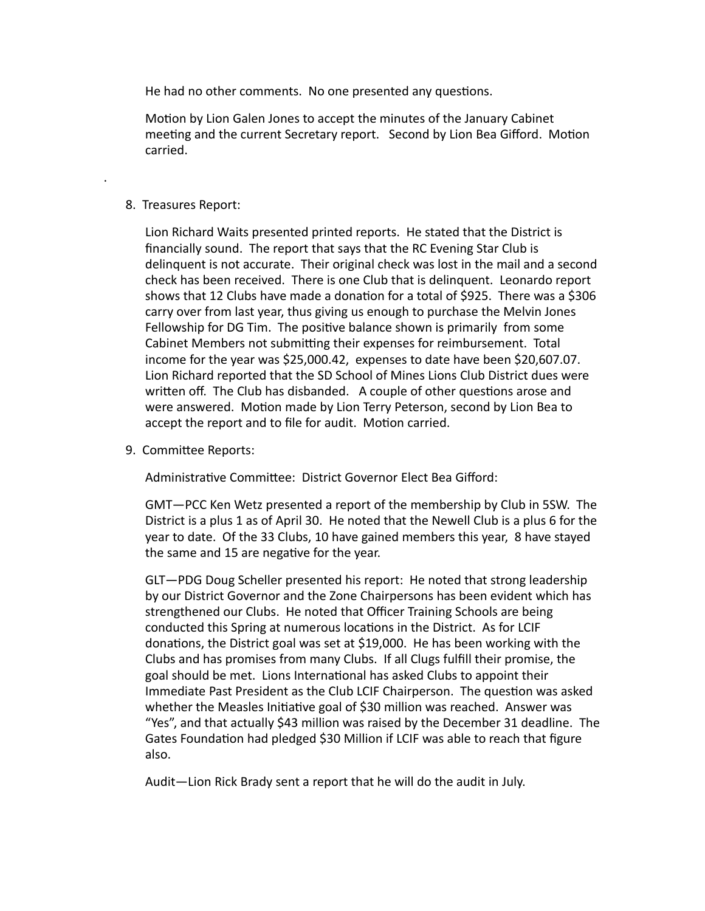He had no other comments. No one presented any questions.

Motion by Lion Galen Jones to accept the minutes of the January Cabinet meeting and the current Secretary report. Second by Lion Bea Gifford. Motion carried.

.

8. Treasures Report:

   Lion Richard Waits presented printed reports. He stated that the District is financially sound. The report that says that the RC Evening Star Club is delinquent is not accurate. Their original check was lost in the mail and a second check has been received. There is one Club that is delinquent. Leonardo report shows that 12 Clubs have made a donation for a total of $925. There was a $306 carry over from last year, thus giving us enough to purchase the Melvin Jones Fellowship for DG Tim. The positive balance shown is primarily from some Cabinet Members not submitting their expenses for reimbursement. Total income for the year was $25,000.42, expenses to date have been $20,607.07. Lion Richard reported that the SD School of Mines Lions Club District dues were written off. The Club has disbanded. A couple of other questions arose and were answered. Motion made by Lion Terry Peterson, second by Lion Bea to accept the report and to file for audit. Motion carried.

9. Committee Reports:

   Administrative Committee: District Governor Elect Bea Gifford:

   GMT—PCC Ken Wetz presented a report of the membership by Club in 5SW. The District is a plus 1 as of April 30. He noted that the Newell Club is a plus 6 for the year to date. Of the 33 Clubs, 10 have gained members this year, 8 have stayed the same and 15 are negative for the year.

   GLT—PDG Doug Scheller presented his report: He noted that strong leadership by our District Governor and the Zone Chairpersons has been evident which has strengthened our Clubs. He noted that Officer Training Schools are being conducted this Spring at numerous locations in the District. As for LCIF donations, the District goal was set at $19,000. He has been working with the Clubs and has promises from many Clubs. If all Clugs fulfill their promise, the goal should be met. Lions International has asked Clubs to appoint their Immediate Past President as the Club LCIF Chairperson. The question was asked whether the Measles Initiative goal of $30 million was reached. Answer was "Yes", and that actually $43 million was raised by the December 31 deadline. The Gates Foundation had pledged $30 Million if LCIF was able to reach that figure also.

   Audit—Lion Rick Brady sent a report that he will do the audit in July.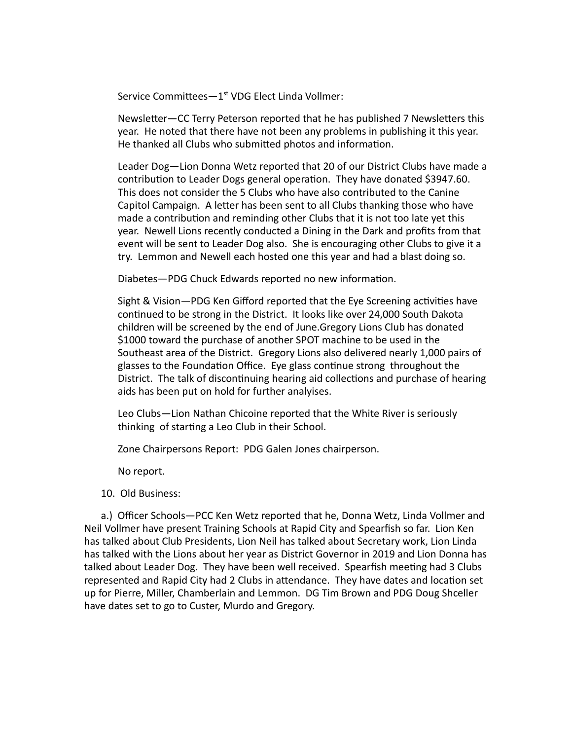Service Committees—1st VDG Elect Linda Vollmer:

Newsletter—CC Terry Peterson reported that he has published 7 Newsletters this year. He noted that there have not been any problems in publishing it this year. He thanked all Clubs who submitted photos and information.

Leader Dog—Lion Donna Wetz reported that 20 of our District Clubs have made a contribution to Leader Dogs general operation. They have donated $3947.60. This does not consider the 5 Clubs who have also contributed to the Canine Capitol Campaign. A letter has been sent to all Clubs thanking those who have made a contribution and reminding other Clubs that it is not too late yet this year. Newell Lions recently conducted a Dining in the Dark and profits from that event will be sent to Leader Dog also. She is encouraging other Clubs to give it a try. Lemmon and Newell each hosted one this year and had a blast doing so.

Diabetes—PDG Chuck Edwards reported no new information.

Sight & Vision—PDG Ken Gifford reported that the Eye Screening activities have continued to be strong in the District. It looks like over 24,000 South Dakota children will be screened by the end of June.Gregory Lions Club has donated $1000 toward the purchase of another SPOT machine to be used in the Southeast area of the District. Gregory Lions also delivered nearly 1,000 pairs of glasses to the Foundation Office. Eye glass continue strong throughout the District. The talk of discontinuing hearing aid collections and purchase of hearing aids has been put on hold for further analyises.

Leo Clubs—Lion Nathan Chicoine reported that the White River is seriously thinking of starting a Leo Club in their School.

Zone Chairpersons Report: PDG Galen Jones chairperson.

No report.

10. Old Business:

a.) Officer Schools—PCC Ken Wetz reported that he, Donna Wetz, Linda Vollmer and Neil Vollmer have present Training Schools at Rapid City and Spearfish so far. Lion Ken has talked about Club Presidents, Lion Neil has talked about Secretary work, Lion Linda has talked with the Lions about her year as District Governor in 2019 and Lion Donna has talked about Leader Dog. They have been well received. Spearfish meeting had 3 Clubs represented and Rapid City had 2 Clubs in attendance. They have dates and location set up for Pierre, Miller, Chamberlain and Lemmon. DG Tim Brown and PDG Doug Shceller have dates set to go to Custer, Murdo and Gregory.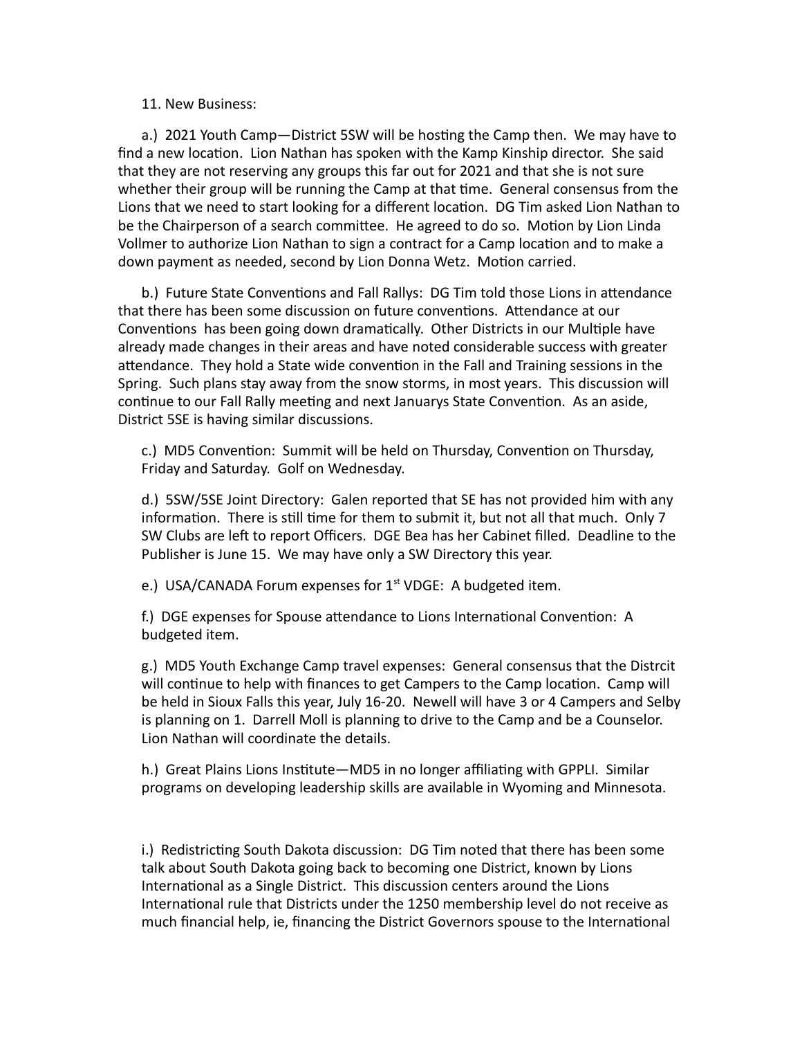11. New Business:

a.) 2021 Youth Camp—District 5SW will be hosting the Camp then. We may have to find a new location. Lion Nathan has spoken with the Kamp Kinship director. She said that they are not reserving any groups this far out for 2021 and that she is not sure whether their group will be running the Camp at that time. General consensus from the Lions that we need to start looking for a different location. DG Tim asked Lion Nathan to be the Chairperson of a search committee. He agreed to do so. Motion by Lion Linda Vollmer to authorize Lion Nathan to sign a contract for a Camp location and to make a down payment as needed, second by Lion Donna Wetz. Motion carried.

b.) Future State Conventions and Fall Rallys: DG Tim told those Lions in attendance that there has been some discussion on future conventions. Attendance at our Conventions has been going down dramatically. Other Districts in our Multiple have already made changes in their areas and have noted considerable success with greater attendance. They hold a State wide convention in the Fall and Training sessions in the Spring. Such plans stay away from the snow storms, in most years. This discussion will continue to our Fall Rally meeting and next Januarys State Convention. As an aside, District 5SE is having similar discussions.

c.) MD5 Convention: Summit will be held on Thursday, Convention on Thursday, Friday and Saturday. Golf on Wednesday.

d.) 5SW/5SE Joint Directory: Galen reported that SE has not provided him with any information. There is still time for them to submit it, but not all that much. Only 7 SW Clubs are left to report Officers. DGE Bea has her Cabinet filled. Deadline to the Publisher is June 15. We may have only a SW Directory this year.

e.) USA/CANADA Forum expenses for 1st VDGE: A budgeted item.

f.) DGE expenses for Spouse attendance to Lions International Convention: A budgeted item.

g.) MD5 Youth Exchange Camp travel expenses: General consensus that the Distrcit will continue to help with finances to get Campers to the Camp location. Camp will be held in Sioux Falls this year, July 16-20. Newell will have 3 or 4 Campers and Selby is planning on 1. Darrell Moll is planning to drive to the Camp and be a Counselor. Lion Nathan will coordinate the details.

h.) Great Plains Lions Institute—MD5 in no longer affiliating with GPPLI. Similar programs on developing leadership skills are available in Wyoming and Minnesota.

i.) Redistricting South Dakota discussion: DG Tim noted that there has been some talk about South Dakota going back to becoming one District, known by Lions International as a Single District. This discussion centers around the Lions International rule that Districts under the 1250 membership level do not receive as much financial help, ie, financing the District Governors spouse to the International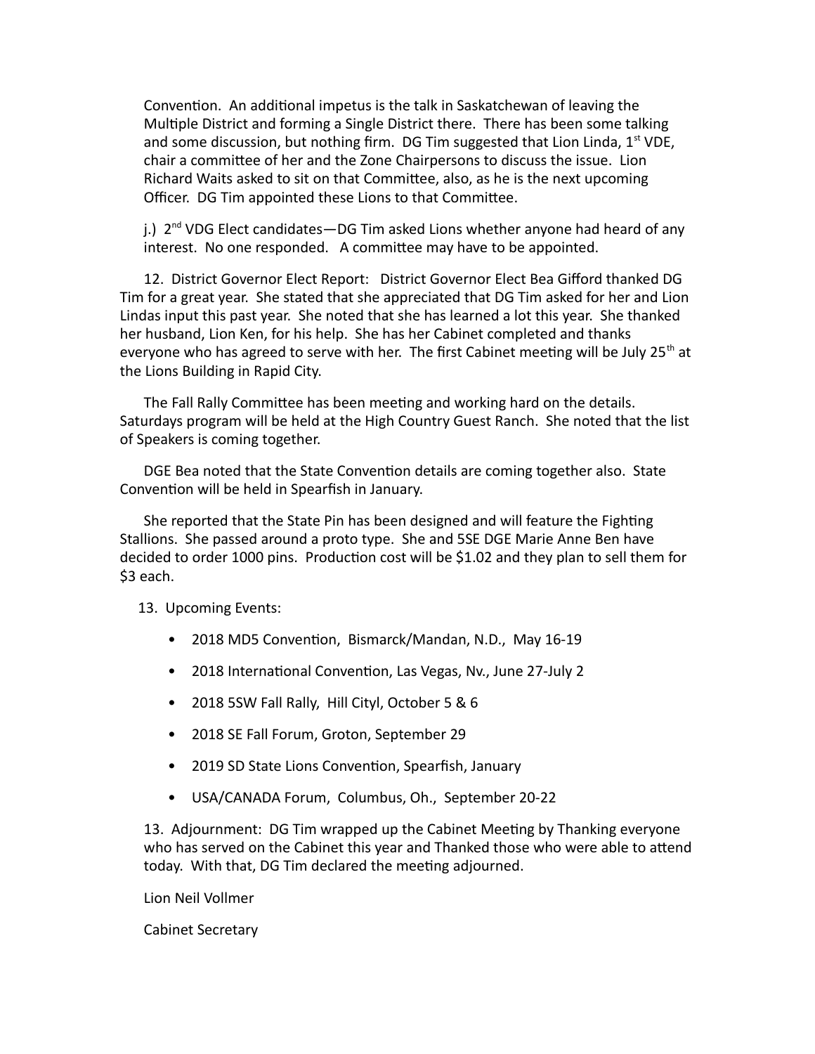Convention. An additional impetus is the talk in Saskatchewan of leaving the Multiple District and forming a Single District there. There has been some talking and some discussion, but nothing firm. DG Tim suggested that Lion Linda, 1st VDE, chair a committee of her and the Zone Chairpersons to discuss the issue. Lion Richard Waits asked to sit on that Committee, also, as he is the next upcoming Officer. DG Tim appointed these Lions to that Committee.

j.) 2nd VDG Elect candidates—DG Tim asked Lions whether anyone had heard of any interest. No one responded. A committee may have to be appointed.

12. District Governor Elect Report: District Governor Elect Bea Gifford thanked DG Tim for a great year. She stated that she appreciated that DG Tim asked for her and Lion Lindas input this past year. She noted that she has learned a lot this year. She thanked her husband, Lion Ken, for his help. She has her Cabinet completed and thanks everyone who has agreed to serve with her. The first Cabinet meeting will be July 25th at the Lions Building in Rapid City.

The Fall Rally Committee has been meeting and working hard on the details. Saturdays program will be held at the High Country Guest Ranch. She noted that the list of Speakers is coming together.

DGE Bea noted that the State Convention details are coming together also. State Convention will be held in Spearfish in January.

She reported that the State Pin has been designed and will feature the Fighting Stallions. She passed around a proto type. She and 5SE DGE Marie Anne Ben have decided to order 1000 pins. Production cost will be $1.02 and they plan to sell them for $3 each.

13. Upcoming Events:

- 2018 MD5 Convention, Bismarck/Mandan, N.D., May 16-19
- 2018 International Convention, Las Vegas, Nv., June 27-July 2
- 2018 5SW Fall Rally, Hill Cityl, October 5 & 6
- 2018 SE Fall Forum, Groton, September 29
- 2019 SD State Lions Convention, Spearfish, January
- USA/CANADA Forum, Columbus, Oh., September 20-22

13. Adjournment: DG Tim wrapped up the Cabinet Meeting by Thanking everyone who has served on the Cabinet this year and Thanked those who were able to attend today. With that, DG Tim declared the meeting adjourned.

Lion Neil Vollmer

Cabinet Secretary